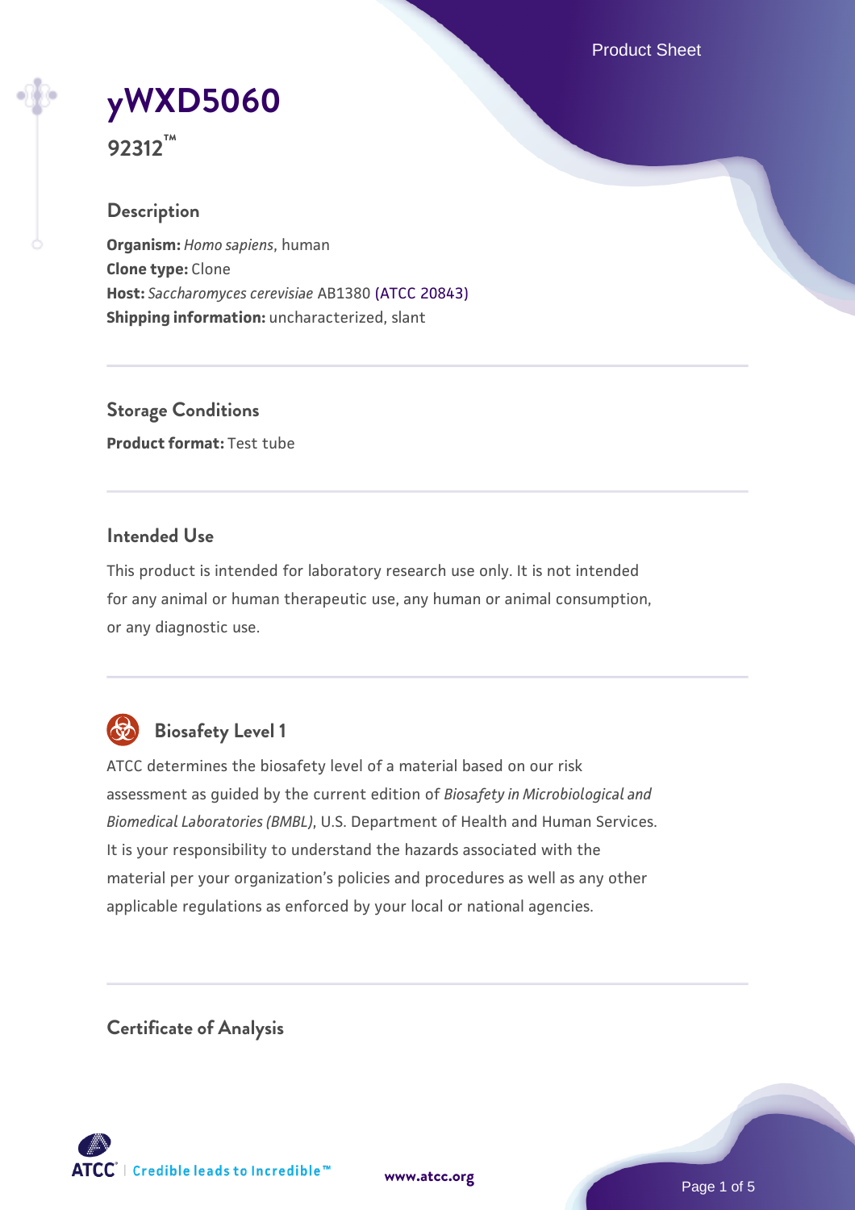# yWXD5060

**92312™**

## Description

**Organism:** *Homo sapiens*, human
**Clone type:** Clone
**Host:** *Saccharomyces cerevisiae* AB1380 (ATCC 20843)
**Shipping information:** uncharacterized, slant

## Storage Conditions

**Product format:** Test tube

## Intended Use

This product is intended for laboratory research use only. It is not intended for any animal or human therapeutic use, any human or animal consumption, or any diagnostic use.

## Biosafety Level 1

ATCC determines the biosafety level of a material based on our risk assessment as guided by the current edition of *Biosafety in Microbiological and Biomedical Laboratories (BMBL)*, U.S. Department of Health and Human Services. It is your responsibility to understand the hazards associated with the material per your organization's policies and procedures as well as any other applicable regulations as enforced by your local or national agencies.

## Certificate of Analysis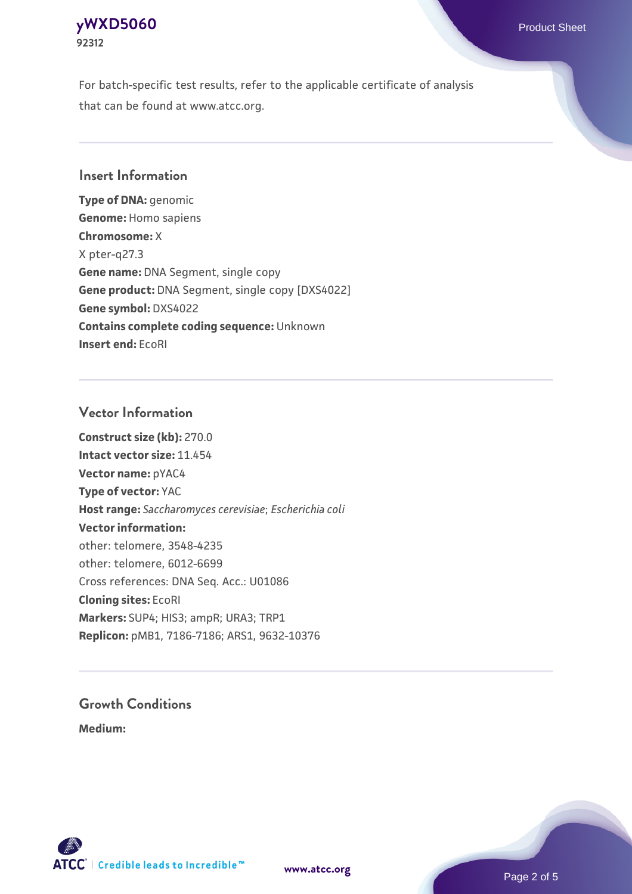For batch-specific test results, refer to the applicable certificate of analysis that can be found at www.atcc.org.

## Insert Information

**Type of DNA:** genomic
**Genome:** Homo sapiens
**Chromosome:** X
X pter-q27.3
**Gene name:** DNA Segment, single copy
**Gene product:** DNA Segment, single copy [DXS4022]
**Gene symbol:** DXS4022
**Contains complete coding sequence:** Unknown
**Insert end:** EcoRI

## Vector Information

**Construct size (kb):** 270.0
**Intact vector size:** 11.454
**Vector name:** pYAC4
**Type of vector:** YAC
**Host range:** *Saccharomyces cerevisiae*; *Escherichia coli*
**Vector information:**
other: telomere, 3548-4235
other: telomere, 6012-6699
Cross references: DNA Seq. Acc.: U01086
**Cloning sites:** EcoRI
**Markers:** SUP4; HIS3; ampR; URA3; TRP1
**Replicon:** pMB1, 7186-7186; ARS1, 9632-10376

## Growth Conditions

**Medium:**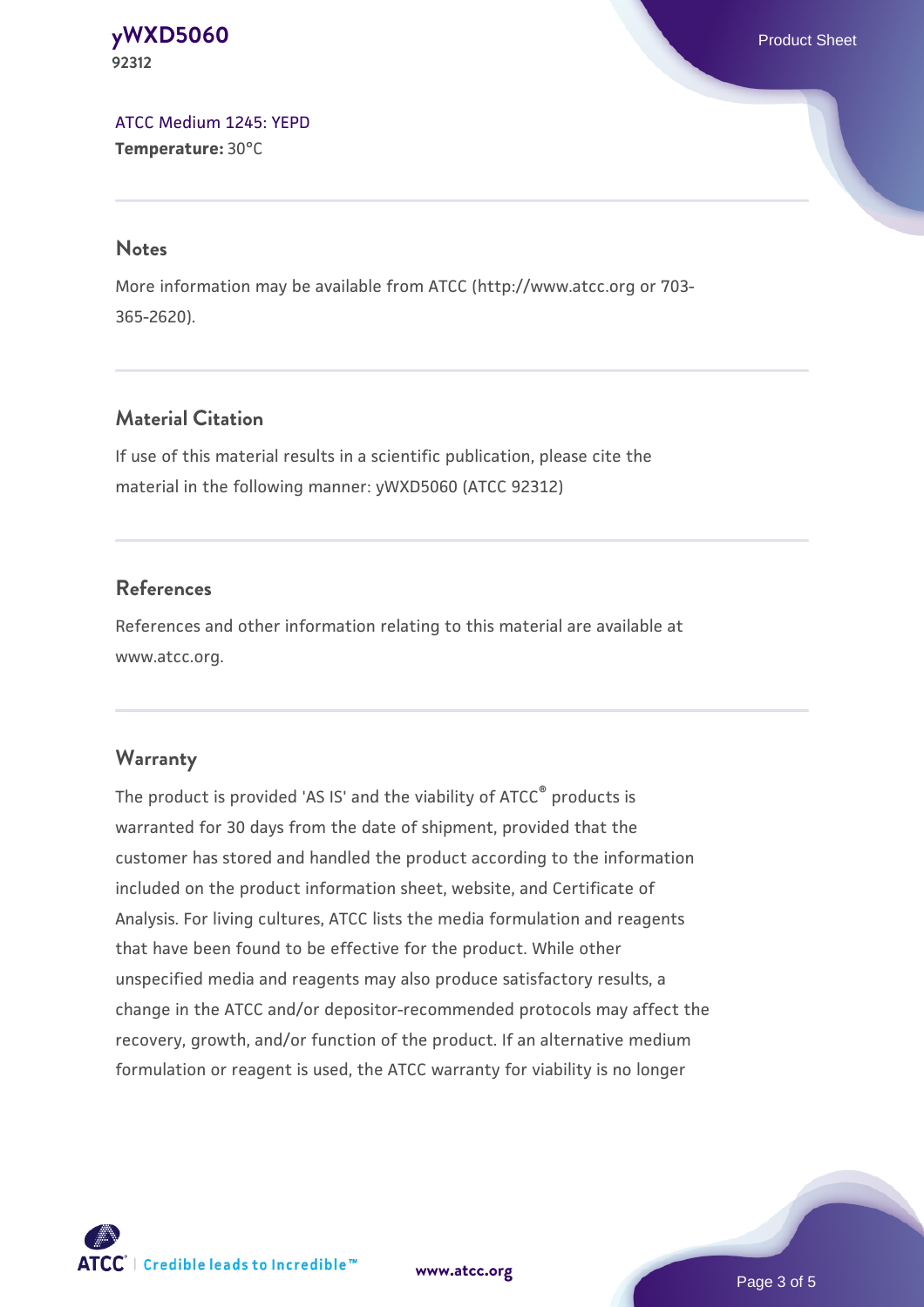[ATCC Medium 1245: YEPD](#)
**Temperature:** 30°C

## Notes

More information may be available from ATCC (http://www.atcc.org or 703-365-2620).

## Material Citation

If use of this material results in a scientific publication, please cite the material in the following manner: yWXD5060 (ATCC 92312)

## References

References and other information relating to this material are available at www.atcc.org.

## Warranty

The product is provided 'AS IS' and the viability of ATCC® products is warranted for 30 days from the date of shipment, provided that the customer has stored and handled the product according to the information included on the product information sheet, website, and Certificate of Analysis. For living cultures, ATCC lists the media formulation and reagents that have been found to be effective for the product. While other unspecified media and reagents may also produce satisfactory results, a change in the ATCC and/or depositor-recommended protocols may affect the recovery, growth, and/or function of the product. If an alternative medium formulation or reagent is used, the ATCC warranty for viability is no longer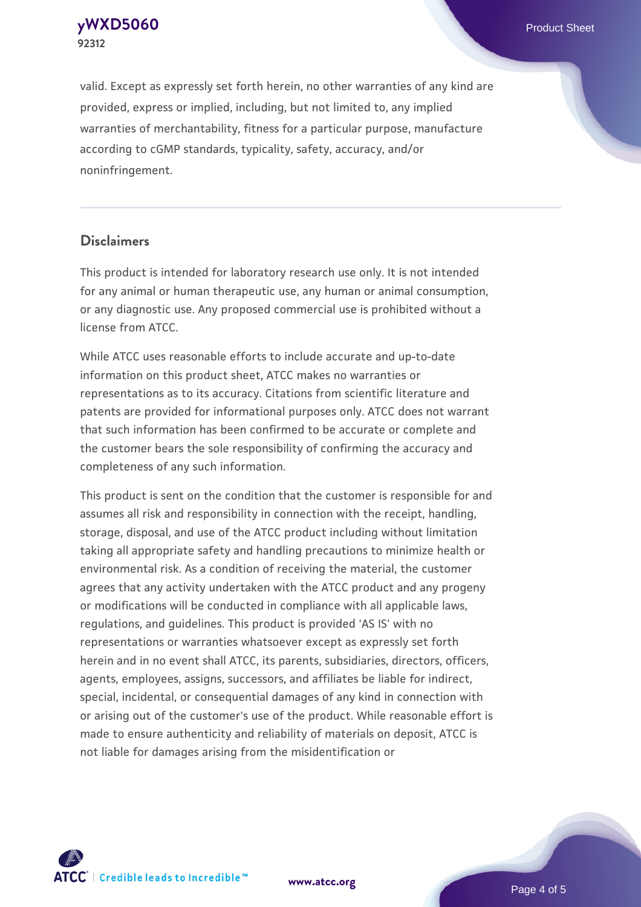valid. Except as expressly set forth herein, no other warranties of any kind are provided, express or implied, including, but not limited to, any implied warranties of merchantability, fitness for a particular purpose, manufacture according to cGMP standards, typicality, safety, accuracy, and/or noninfringement.

## Disclaimers

This product is intended for laboratory research use only. It is not intended for any animal or human therapeutic use, any human or animal consumption, or any diagnostic use. Any proposed commercial use is prohibited without a license from ATCC.

While ATCC uses reasonable efforts to include accurate and up-to-date information on this product sheet, ATCC makes no warranties or representations as to its accuracy. Citations from scientific literature and patents are provided for informational purposes only. ATCC does not warrant that such information has been confirmed to be accurate or complete and the customer bears the sole responsibility of confirming the accuracy and completeness of any such information.

This product is sent on the condition that the customer is responsible for and assumes all risk and responsibility in connection with the receipt, handling, storage, disposal, and use of the ATCC product including without limitation taking all appropriate safety and handling precautions to minimize health or environmental risk. As a condition of receiving the material, the customer agrees that any activity undertaken with the ATCC product and any progeny or modifications will be conducted in compliance with all applicable laws, regulations, and guidelines. This product is provided 'AS IS' with no representations or warranties whatsoever except as expressly set forth herein and in no event shall ATCC, its parents, subsidiaries, directors, officers, agents, employees, assigns, successors, and affiliates be liable for indirect, special, incidental, or consequential damages of any kind in connection with or arising out of the customer's use of the product. While reasonable effort is made to ensure authenticity and reliability of materials on deposit, ATCC is not liable for damages arising from the misidentification or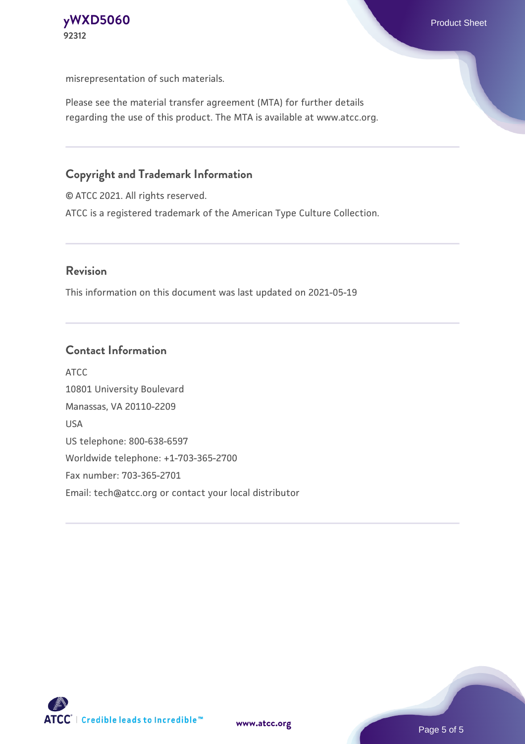misrepresentation of such materials.

Please see the material transfer agreement (MTA) for further details regarding the use of this product. The MTA is available at www.atcc.org.

## Copyright and Trademark Information

© ATCC 2021. All rights reserved.

ATCC is a registered trademark of the American Type Culture Collection.

## Revision

This information on this document was last updated on 2021-05-19

## Contact Information

ATCC
10801 University Boulevard
Manassas, VA 20110-2209
USA
US telephone: 800-638-6597
Worldwide telephone: +1-703-365-2700
Fax number: 703-365-2701
Email: tech@atcc.org or contact your local distributor